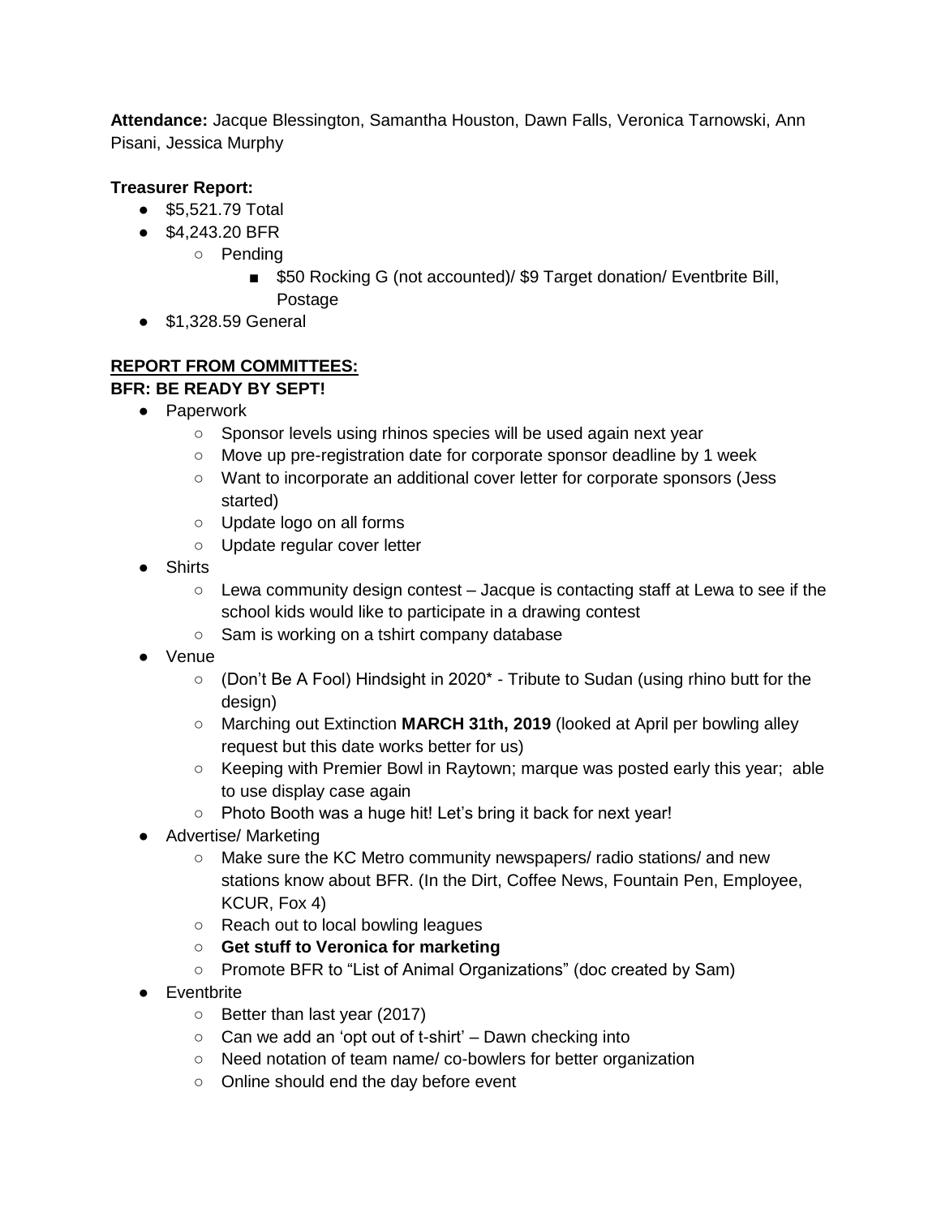**Attendance:** Jacque Blessington, Samantha Houston, Dawn Falls, Veronica Tarnowski, Ann Pisani, Jessica Murphy

**Treasurer Report:**

- $5,521.79 Total
- $4,243.20 BFR
    - Pending
        - $50 Rocking G (not accounted)/ $9 Target donation/ Eventbrite Bill, Postage
- $1,328.59 General

**REPORT FROM COMMITTEES:**

**BFR: BE READY BY SEPT!**

- Paperwork
    - Sponsor levels using rhinos species will be used again next year
    - Move up pre-registration date for corporate sponsor deadline by 1 week
    - Want to incorporate an additional cover letter for corporate sponsors (Jess started)
    - Update logo on all forms
    - Update regular cover letter
- Shirts
    - Lewa community design contest – Jacque is contacting staff at Lewa to see if the school kids would like to participate in a drawing contest
    - Sam is working on a tshirt company database
- Venue
    - (Don't Be A Fool) Hindsight in 2020* - Tribute to Sudan (using rhino butt for the design)
    - Marching out Extinction **MARCH 31th, 2019** (looked at April per bowling alley request but this date works better for us)
    - Keeping with Premier Bowl in Raytown; marque was posted early this year; able to use display case again
    - Photo Booth was a huge hit! Let's bring it back for next year!
- Advertise/ Marketing
    - Make sure the KC Metro community newspapers/ radio stations/ and new stations know about BFR. (In the Dirt, Coffee News, Fountain Pen, Employee, KCUR, Fox 4)
    - Reach out to local bowling leagues
    - **Get stuff to Veronica for marketing**
    - Promote BFR to "List of Animal Organizations" (doc created by Sam)
- Eventbrite
    - Better than last year (2017)
    - Can we add an 'opt out of t-shirt' – Dawn checking into
    - Need notation of team name/ co-bowlers for better organization
    - Online should end the day before event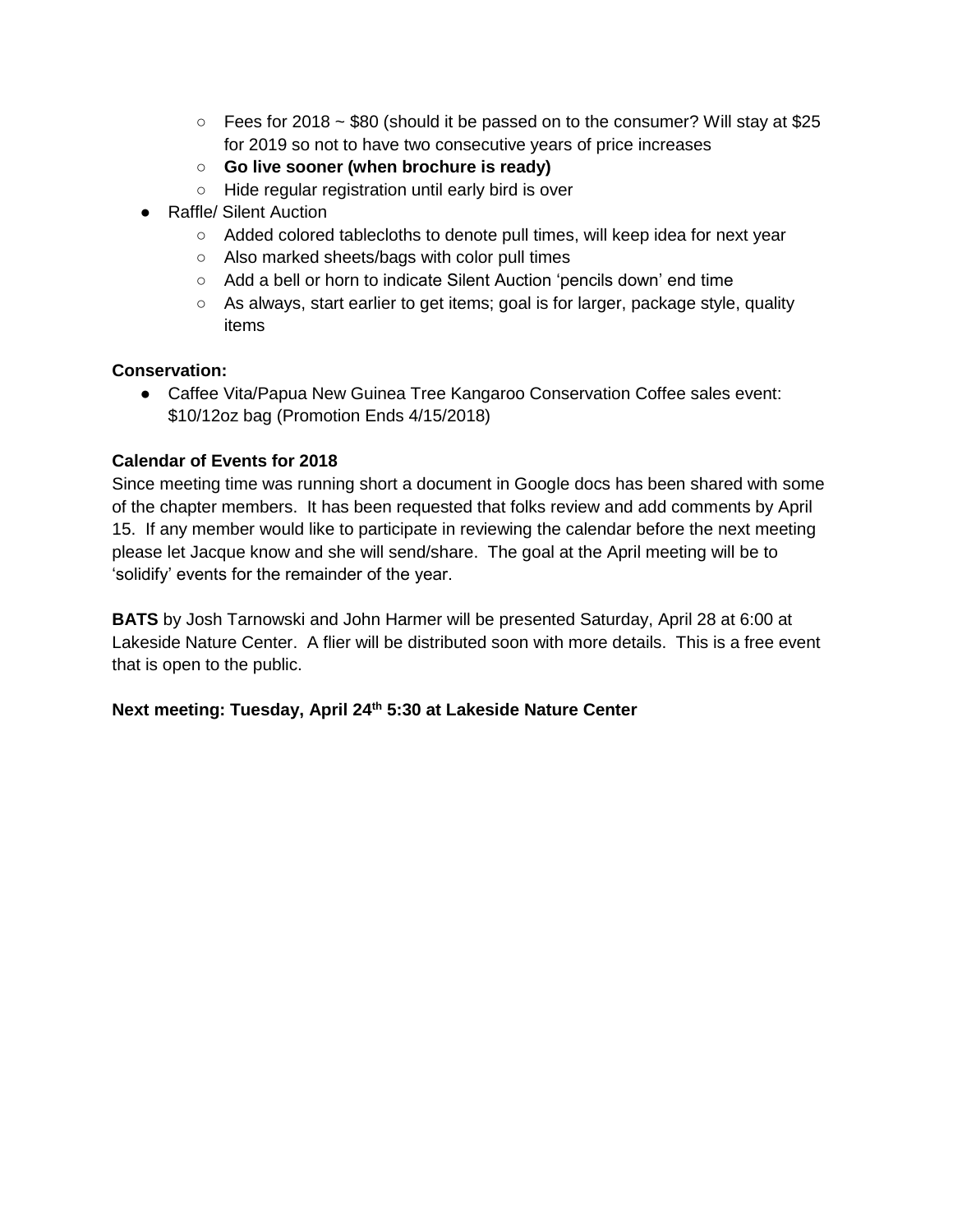- Fees for 2018 ~ $80 (should it be passed on to the consumer? Will stay at $25 for 2019 so not to have two consecutive years of price increases
    - **Go live sooner (when brochure is ready)**
    - Hide regular registration until early bird is over
- Raffle/ Silent Auction
    - Added colored tablecloths to denote pull times, will keep idea for next year
    - Also marked sheets/bags with color pull times
    - Add a bell or horn to indicate Silent Auction 'pencils down' end time
    - As always, start earlier to get items; goal is for larger, package style, quality items

**Conservation:**

- Caffee Vita/Papua New Guinea Tree Kangaroo Conservation Coffee sales event: $10/12oz bag (Promotion Ends 4/15/2018)

**Calendar of Events for 2018**

Since meeting time was running short a document in Google docs has been shared with some of the chapter members. It has been requested that folks review and add comments by April 15. If any member would like to participate in reviewing the calendar before the next meeting please let Jacque know and she will send/share. The goal at the April meeting will be to 'solidify' events for the remainder of the year.

**BATS** by Josh Tarnowski and John Harmer will be presented Saturday, April 28 at 6:00 at Lakeside Nature Center. A flier will be distributed soon with more details. This is a free event that is open to the public.

**Next meeting: Tuesday, April 24th 5:30 at Lakeside Nature Center**